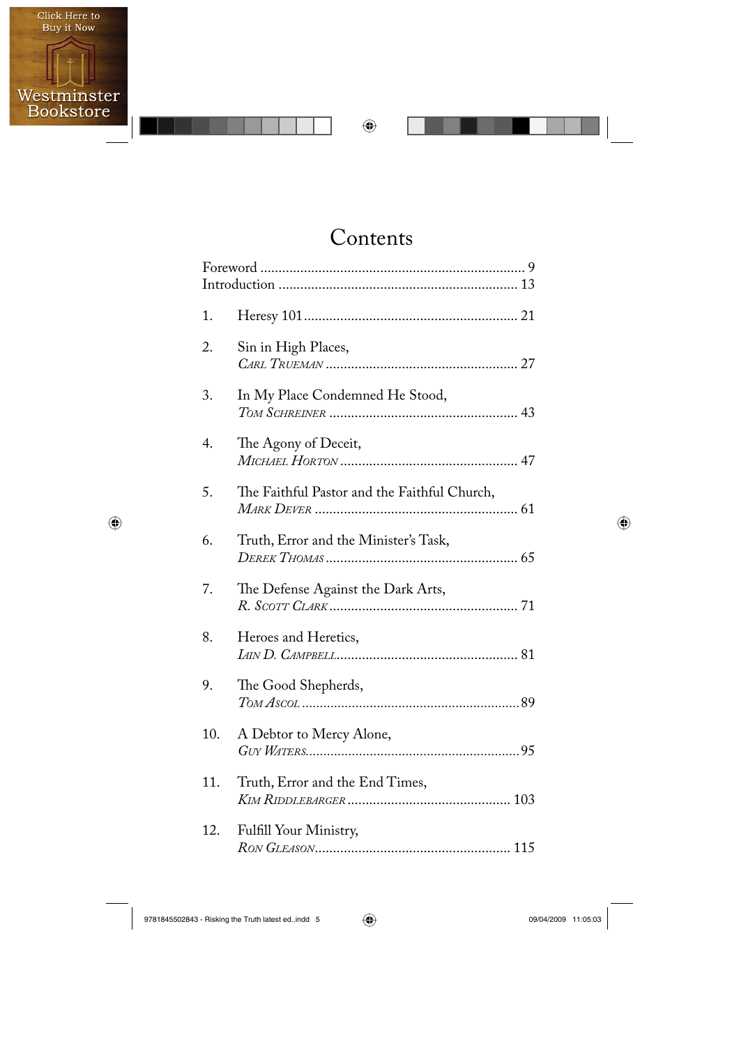# Contents

Foreword ........................................................................ 9
Introduction ................................................................. 13

1. Heresy 101.......................................................... 21

2. Sin in High Places,
*Carl Trueman* .................................................... 27

3. In My Place Condemned He Stood,
*Tom Schreiner* ................................................... 43

4. The Agony of Deceit,
*Michael Horton* ................................................ 47

5. The Faithful Pastor and the Faithful Church,
*Mark Dever* ....................................................... 61

6. Truth, Error and the Minister's Task,
*Derek Thomas* .................................................... 65

7. The Defense Against the Dark Arts,
*R. Scott Clark* .................................................... 71

8. Heroes and Heretics,
*Iain D. Campbell*.................................................. 81

9. The Good Shepherds,
*Tom Ascol* ............................................................89

10. A Debtor to Mercy Alone,
*Guy Waters*...........................................................95

11. Truth, Error and the End Times,
*Kim Riddlebarger* ............................................ 103

12. Fulfill Your Ministry,
*Ron Gleason*...................................................... 115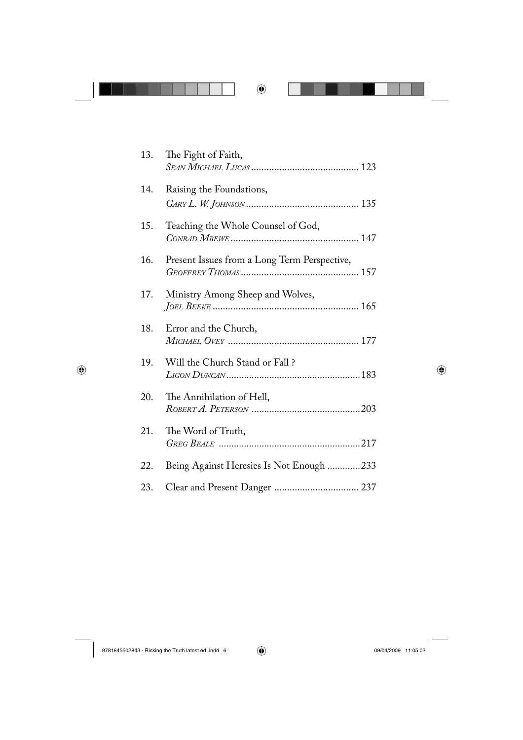13. The Fight of Faith,
    *Sean Michael Lucas* .......................................... 123

14. Raising the Foundations,
    *Gary L. W. Johnson* ............................................ 135

15. Teaching the Whole Counsel of God,
    *Conrad Mbewe* .................................................. 147

16. Present Issues from a Long Term Perspective,
    *Geoffrey Thomas* .............................................. 157

17. Ministry Among Sheep and Wolves,
    *Joel Beeke* ......................................................... 165

18. Error and the Church,
    *Michael Ovey* ................................................... 177

19. Will the Church Stand or Fall ?
    *Ligon Duncan* .................................................... 183

20. The Annihilation of Hell,
    *Robert A. Peterson* ........................................... 203

21. The Word of Truth,
    *Greg Beale* ........................................................ 217

22. Being Against Heresies Is Not Enough ............. 233

23. Clear and Present Danger ................................. 237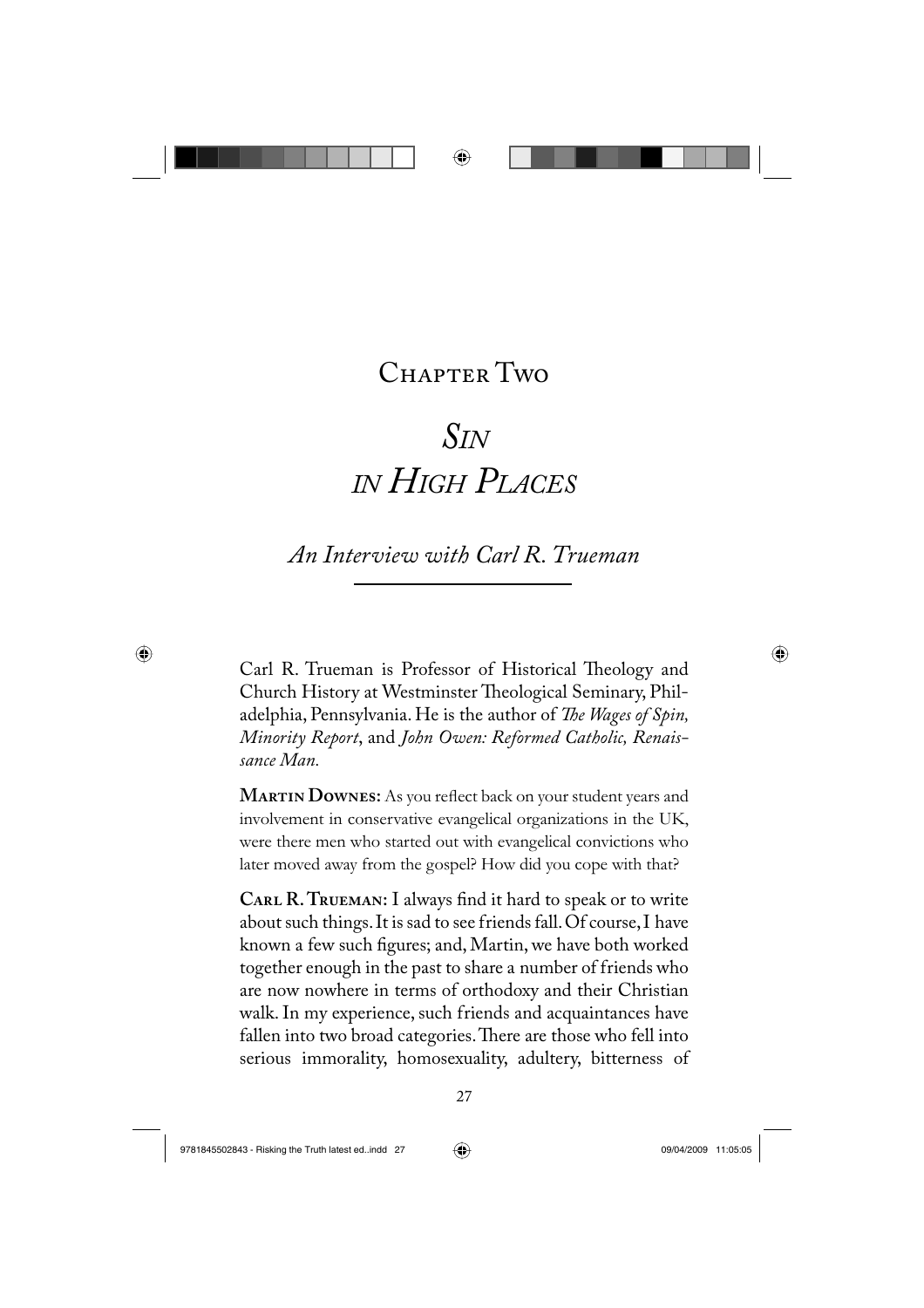# Chapter Two

# *Sin in High Places*

## *An Interview with Carl R. Trueman*

Carl R. Trueman is Professor of Historical Theology and Church History at Westminster Theological Seminary, Philadelphia, Pennsylvania. He is the author of *The Wages of Spin, Minority Report*, and *John Owen: Reformed Catholic, Renaissance Man.*

**Martin Downes:** As you reflect back on your student years and involvement in conservative evangelical organizations in the UK, were there men who started out with evangelical convictions who later moved away from the gospel? How did you cope with that?

**Carl R. Trueman:** I always find it hard to speak or to write about such things. It is sad to see friends fall. Of course, I have known a few such figures; and, Martin, we have both worked together enough in the past to share a number of friends who are now nowhere in terms of orthodoxy and their Christian walk. In my experience, such friends and acquaintances have fallen into two broad categories. There are those who fell into serious immorality, homosexuality, adultery, bitterness of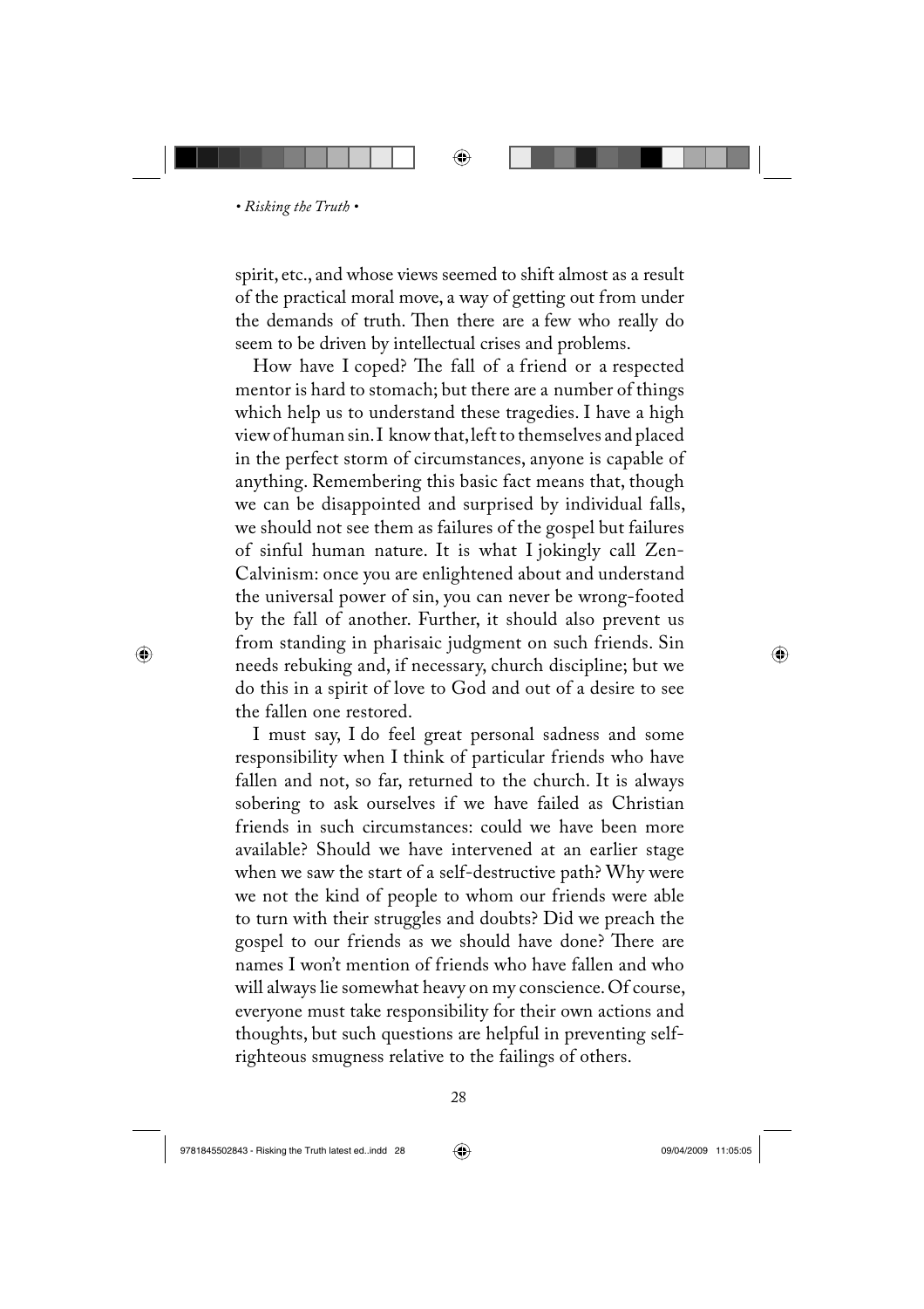spirit, etc., and whose views seemed to shift almost as a result of the practical moral move, a way of getting out from under the demands of truth. Then there are a few who really do seem to be driven by intellectual crises and problems.

How have I coped? The fall of a friend or a respected mentor is hard to stomach; but there are a number of things which help us to understand these tragedies. I have a high view of human sin. I know that, left to themselves and placed in the perfect storm of circumstances, anyone is capable of anything. Remembering this basic fact means that, though we can be disappointed and surprised by individual falls, we should not see them as failures of the gospel but failures of sinful human nature. It is what I jokingly call Zen-Calvinism: once you are enlightened about and understand the universal power of sin, you can never be wrong-footed by the fall of another. Further, it should also prevent us from standing in pharisaic judgment on such friends. Sin needs rebuking and, if necessary, church discipline; but we do this in a spirit of love to God and out of a desire to see the fallen one restored.

I must say, I do feel great personal sadness and some responsibility when I think of particular friends who have fallen and not, so far, returned to the church. It is always sobering to ask ourselves if we have failed as Christian friends in such circumstances: could we have been more available? Should we have intervened at an earlier stage when we saw the start of a self-destructive path? Why were we not the kind of people to whom our friends were able to turn with their struggles and doubts? Did we preach the gospel to our friends as we should have done? There are names I won't mention of friends who have fallen and who will always lie somewhat heavy on my conscience. Of course, everyone must take responsibility for their own actions and thoughts, but such questions are helpful in preventing self-righteous smugness relative to the failings of others.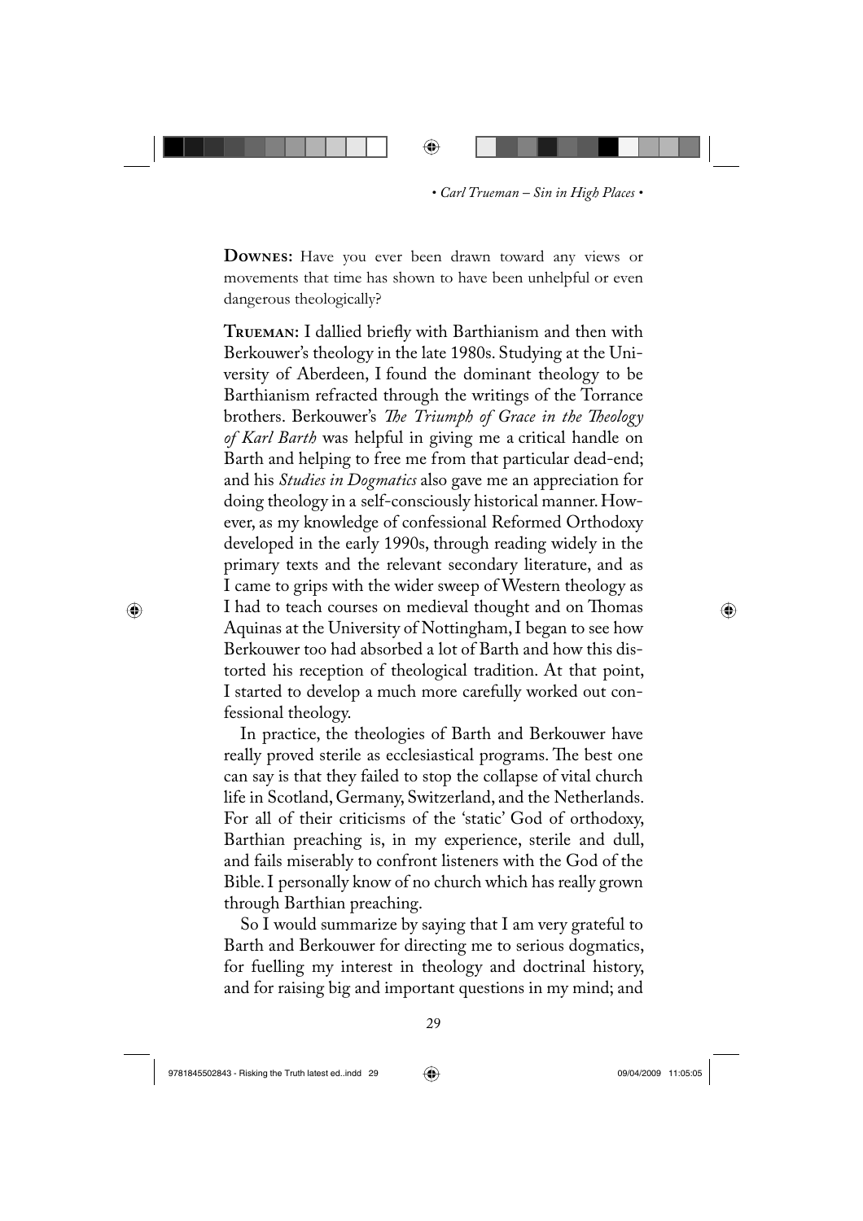**Downes:** Have you ever been drawn toward any views or movements that time has shown to have been unhelpful or even dangerous theologically?

**Trueman:** I dallied briefly with Barthianism and then with Berkouwer's theology in the late 1980s. Studying at the University of Aberdeen, I found the dominant theology to be Barthianism refracted through the writings of the Torrance brothers. Berkouwer's *The Triumph of Grace in the Theology of Karl Barth* was helpful in giving me a critical handle on Barth and helping to free me from that particular dead-end; and his *Studies in Dogmatics* also gave me an appreciation for doing theology in a self-consciously historical manner. However, as my knowledge of confessional Reformed Orthodoxy developed in the early 1990s, through reading widely in the primary texts and the relevant secondary literature, and as I came to grips with the wider sweep of Western theology as I had to teach courses on medieval thought and on Thomas Aquinas at the University of Nottingham, I began to see how Berkouwer too had absorbed a lot of Barth and how this distorted his reception of theological tradition. At that point, I started to develop a much more carefully worked out confessional theology.

In practice, the theologies of Barth and Berkouwer have really proved sterile as ecclesiastical programs. The best one can say is that they failed to stop the collapse of vital church life in Scotland, Germany, Switzerland, and the Netherlands. For all of their criticisms of the 'static' God of orthodoxy, Barthian preaching is, in my experience, sterile and dull, and fails miserably to confront listeners with the God of the Bible. I personally know of no church which has really grown through Barthian preaching.

So I would summarize by saying that I am very grateful to Barth and Berkouwer for directing me to serious dogmatics, for fuelling my interest in theology and doctrinal history, and for raising big and important questions in my mind; and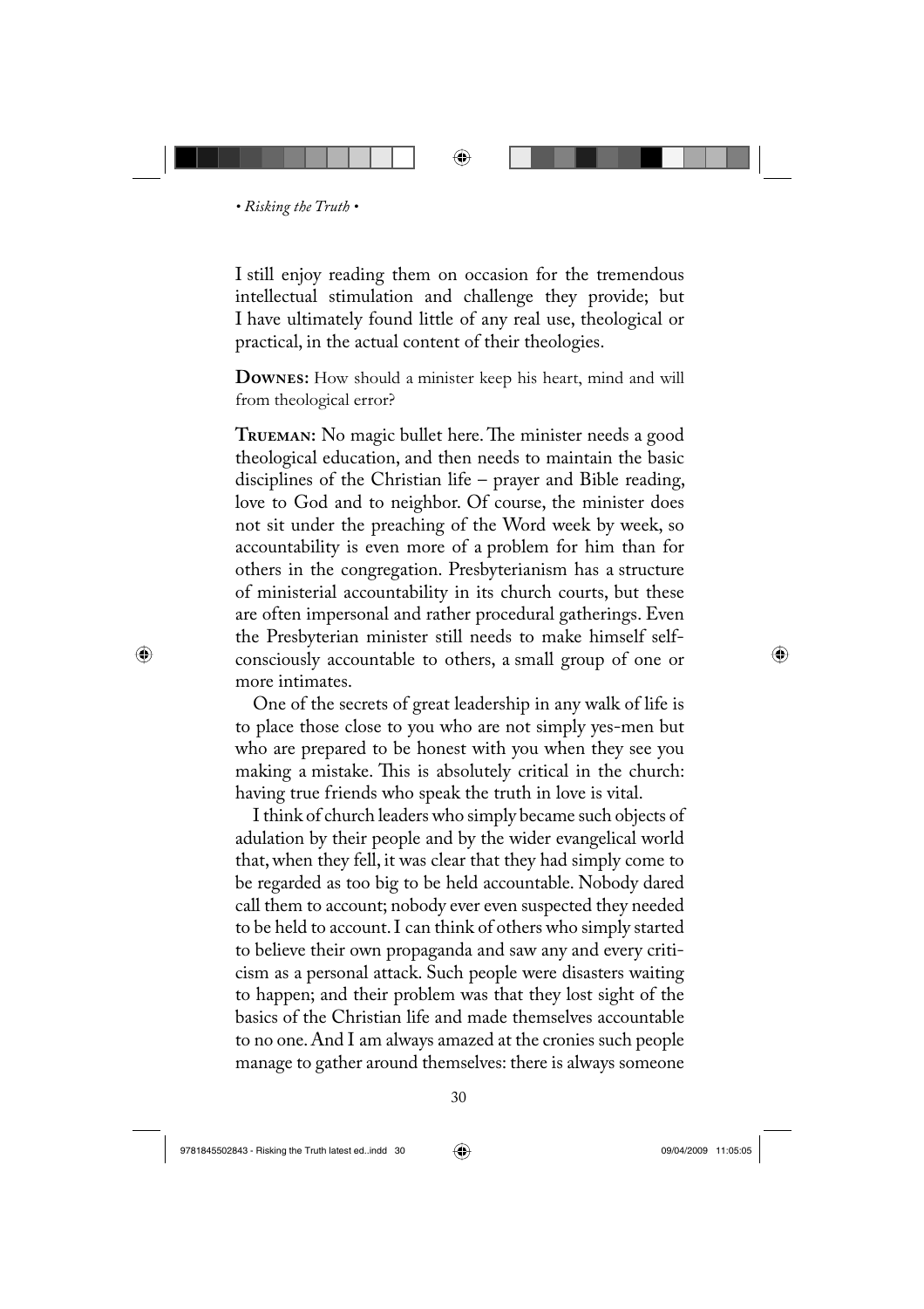I still enjoy reading them on occasion for the tremendous intellectual stimulation and challenge they provide; but I have ultimately found little of any real use, theological or practical, in the actual content of their theologies.

**Downes:** How should a minister keep his heart, mind and will from theological error?

**Trueman:** No magic bullet here. The minister needs a good theological education, and then needs to maintain the basic disciplines of the Christian life – prayer and Bible reading, love to God and to neighbor. Of course, the minister does not sit under the preaching of the Word week by week, so accountability is even more of a problem for him than for others in the congregation. Presbyterianism has a structure of ministerial accountability in its church courts, but these are often impersonal and rather procedural gatherings. Even the Presbyterian minister still needs to make himself self-consciously accountable to others, a small group of one or more intimates.

One of the secrets of great leadership in any walk of life is to place those close to you who are not simply yes-men but who are prepared to be honest with you when they see you making a mistake. This is absolutely critical in the church: having true friends who speak the truth in love is vital.

I think of church leaders who simply became such objects of adulation by their people and by the wider evangelical world that, when they fell, it was clear that they had simply come to be regarded as too big to be held accountable. Nobody dared call them to account; nobody ever even suspected they needed to be held to account. I can think of others who simply started to believe their own propaganda and saw any and every criticism as a personal attack. Such people were disasters waiting to happen; and their problem was that they lost sight of the basics of the Christian life and made themselves accountable to no one. And I am always amazed at the cronies such people manage to gather around themselves: there is always someone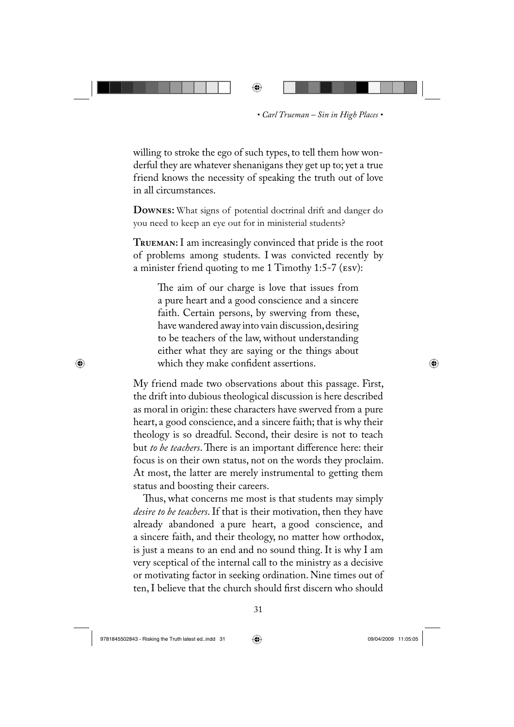willing to stroke the ego of such types, to tell them how wonderful they are whatever shenanigans they get up to; yet a true friend knows the necessity of speaking the truth out of love in all circumstances.

**Downes:** What signs of potential doctrinal drift and danger do you need to keep an eye out for in ministerial students?

**Trueman:** I am increasingly convinced that pride is the root of problems among students. I was convicted recently by a minister friend quoting to me 1 Timothy 1:5-7 (esv):

> The aim of our charge is love that issues from a pure heart and a good conscience and a sincere faith. Certain persons, by swerving from these, have wandered away into vain discussion, desiring to be teachers of the law, without understanding either what they are saying or the things about which they make confident assertions.

My friend made two observations about this passage. First, the drift into dubious theological discussion is here described as moral in origin: these characters have swerved from a pure heart, a good conscience, and a sincere faith; that is why their theology is so dreadful. Second, their desire is not to teach but *to be teachers*. There is an important difference here: their focus is on their own status, not on the words they proclaim. At most, the latter are merely instrumental to getting them status and boosting their careers.

Thus, what concerns me most is that students may simply *desire to be teachers*. If that is their motivation, then they have already abandoned a pure heart, a good conscience, and a sincere faith, and their theology, no matter how orthodox, is just a means to an end and no sound thing. It is why I am very sceptical of the internal call to the ministry as a decisive or motivating factor in seeking ordination. Nine times out of ten, I believe that the church should first discern who should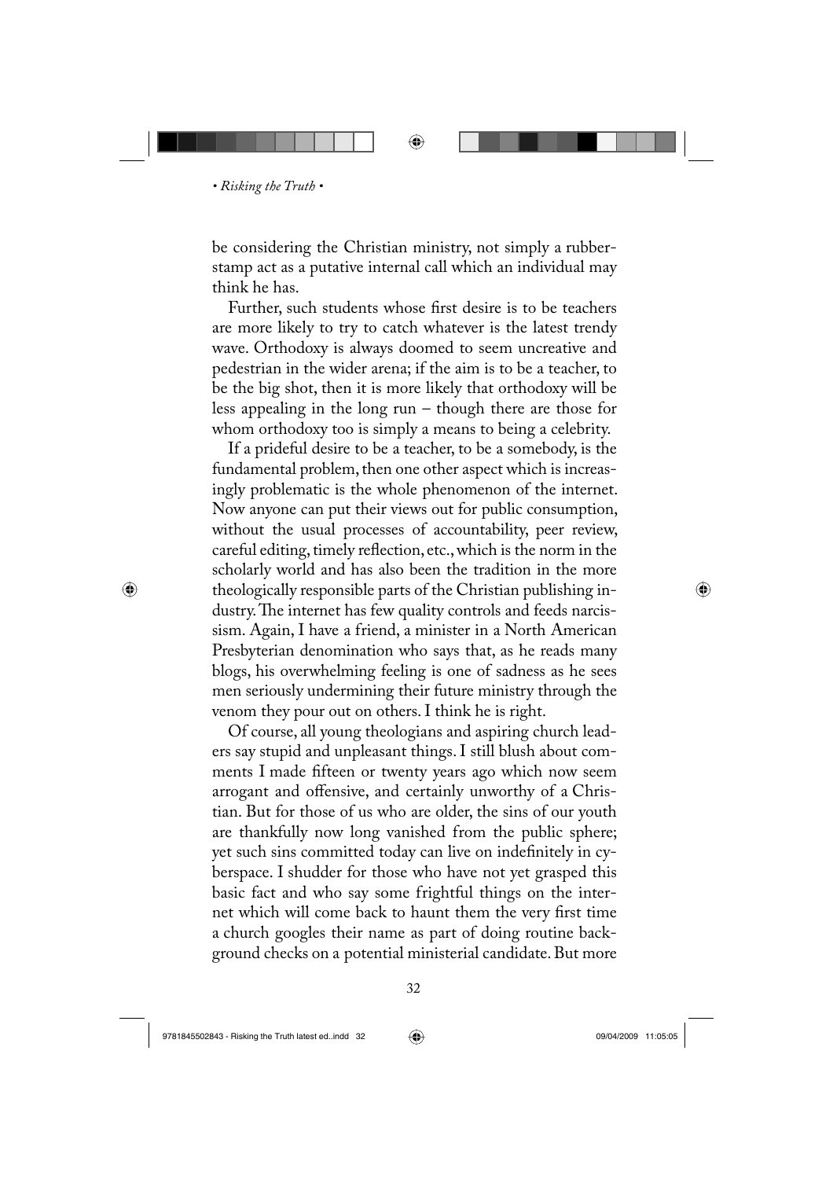be considering the Christian ministry, not simply a rubber-stamp act as a putative internal call which an individual may think he has.

Further, such students whose first desire is to be teachers are more likely to try to catch whatever is the latest trendy wave. Orthodoxy is always doomed to seem uncreative and pedestrian in the wider arena; if the aim is to be a teacher, to be the big shot, then it is more likely that orthodoxy will be less appealing in the long run – though there are those for whom orthodoxy too is simply a means to being a celebrity.

If a prideful desire to be a teacher, to be a somebody, is the fundamental problem, then one other aspect which is increasingly problematic is the whole phenomenon of the internet. Now anyone can put their views out for public consumption, without the usual processes of accountability, peer review, careful editing, timely reflection, etc., which is the norm in the scholarly world and has also been the tradition in the more theologically responsible parts of the Christian publishing industry. The internet has few quality controls and feeds narcissism. Again, I have a friend, a minister in a North American Presbyterian denomination who says that, as he reads many blogs, his overwhelming feeling is one of sadness as he sees men seriously undermining their future ministry through the venom they pour out on others. I think he is right.

Of course, all young theologians and aspiring church leaders say stupid and unpleasant things. I still blush about comments I made fifteen or twenty years ago which now seem arrogant and offensive, and certainly unworthy of a Christian. But for those of us who are older, the sins of our youth are thankfully now long vanished from the public sphere; yet such sins committed today can live on indefinitely in cyberspace. I shudder for those who have not yet grasped this basic fact and who say some frightful things on the internet which will come back to haunt them the very first time a church googles their name as part of doing routine background checks on a potential ministerial candidate. But more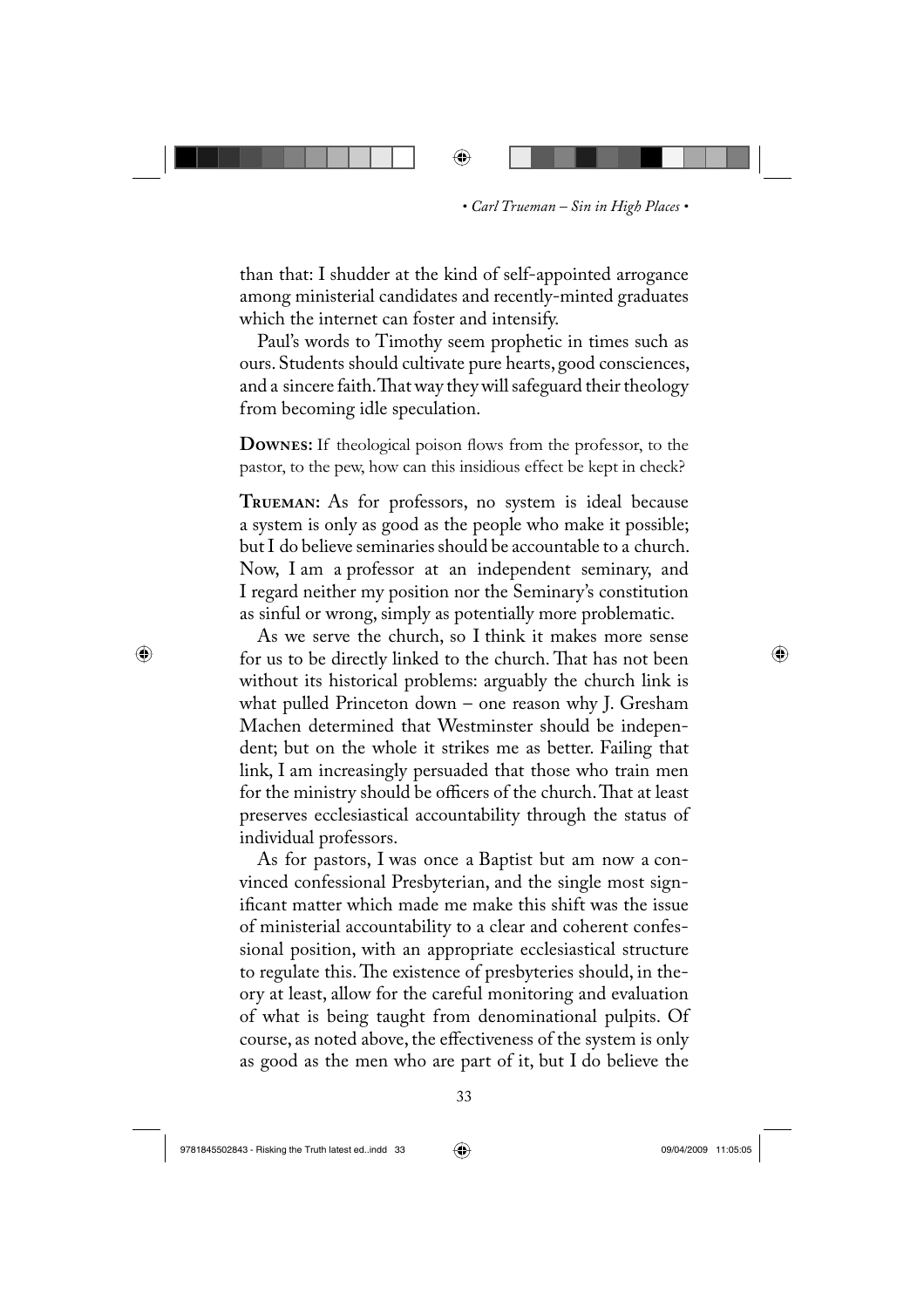than that: I shudder at the kind of self-appointed arrogance among ministerial candidates and recently-minted graduates which the internet can foster and intensify.

Paul's words to Timothy seem prophetic in times such as ours. Students should cultivate pure hearts, good consciences, and a sincere faith. That way they will safeguard their theology from becoming idle speculation.

**Downes:** If theological poison flows from the professor, to the pastor, to the pew, how can this insidious effect be kept in check?

**Trueman:** As for professors, no system is ideal because a system is only as good as the people who make it possible; but I do believe seminaries should be accountable to a church. Now, I am a professor at an independent seminary, and I regard neither my position nor the Seminary's constitution as sinful or wrong, simply as potentially more problematic.

As we serve the church, so I think it makes more sense for us to be directly linked to the church. That has not been without its historical problems: arguably the church link is what pulled Princeton down – one reason why J. Gresham Machen determined that Westminster should be independent; but on the whole it strikes me as better. Failing that link, I am increasingly persuaded that those who train men for the ministry should be officers of the church. That at least preserves ecclesiastical accountability through the status of individual professors.

As for pastors, I was once a Baptist but am now a convinced confessional Presbyterian, and the single most significant matter which made me make this shift was the issue of ministerial accountability to a clear and coherent confessional position, with an appropriate ecclesiastical structure to regulate this. The existence of presbyteries should, in theory at least, allow for the careful monitoring and evaluation of what is being taught from denominational pulpits. Of course, as noted above, the effectiveness of the system is only as good as the men who are part of it, but I do believe the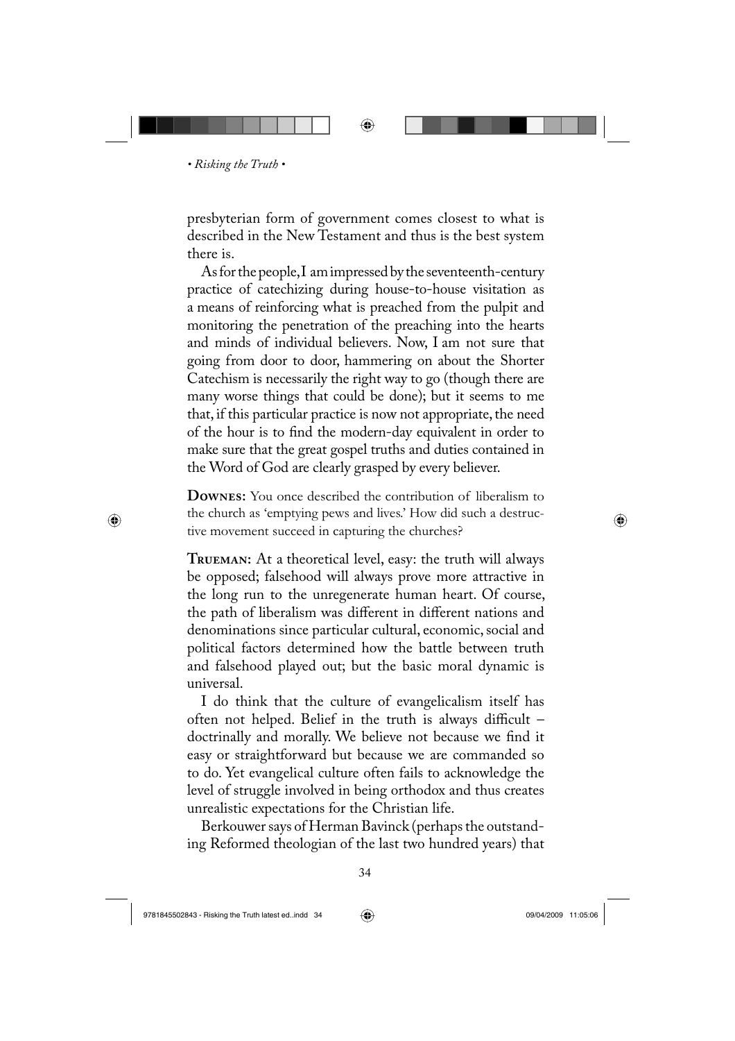presbyterian form of government comes closest to what is described in the New Testament and thus is the best system there is.

As for the people, I am impressed by the seventeenth-century practice of catechizing during house-to-house visitation as a means of reinforcing what is preached from the pulpit and monitoring the penetration of the preaching into the hearts and minds of individual believers. Now, I am not sure that going from door to door, hammering on about the Shorter Catechism is necessarily the right way to go (though there are many worse things that could be done); but it seems to me that, if this particular practice is now not appropriate, the need of the hour is to find the modern-day equivalent in order to make sure that the great gospel truths and duties contained in the Word of God are clearly grasped by every believer.

**Downes:** You once described the contribution of liberalism to the church as 'emptying pews and lives.' How did such a destructive movement succeed in capturing the churches?

**Trueman:** At a theoretical level, easy: the truth will always be opposed; falsehood will always prove more attractive in the long run to the unregenerate human heart. Of course, the path of liberalism was different in different nations and denominations since particular cultural, economic, social and political factors determined how the battle between truth and falsehood played out; but the basic moral dynamic is universal.

I do think that the culture of evangelicalism itself has often not helped. Belief in the truth is always difficult – doctrinally and morally. We believe not because we find it easy or straightforward but because we are commanded so to do. Yet evangelical culture often fails to acknowledge the level of struggle involved in being orthodox and thus creates unrealistic expectations for the Christian life.

Berkouwer says of Herman Bavinck (perhaps the outstanding Reformed theologian of the last two hundred years) that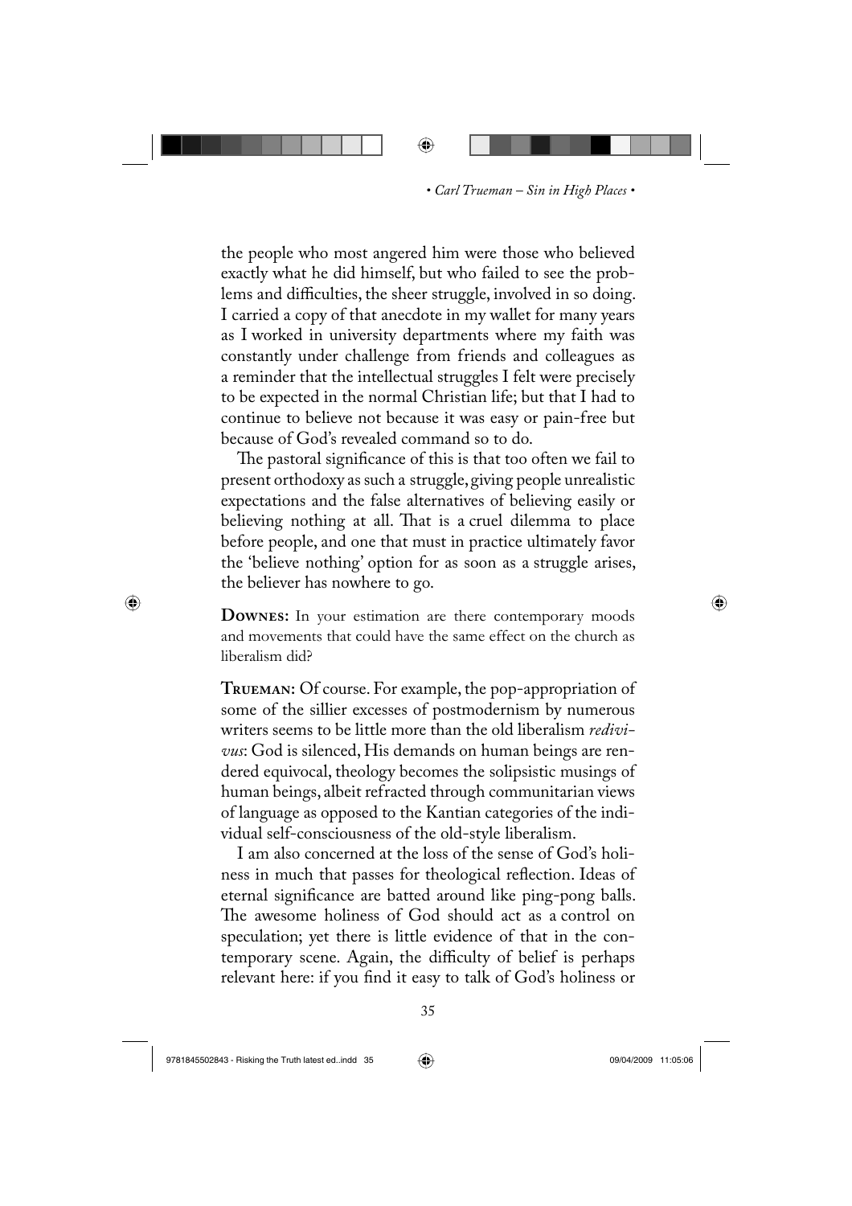the people who most angered him were those who believed exactly what he did himself, but who failed to see the problems and difficulties, the sheer struggle, involved in so doing. I carried a copy of that anecdote in my wallet for many years as I worked in university departments where my faith was constantly under challenge from friends and colleagues as a reminder that the intellectual struggles I felt were precisely to be expected in the normal Christian life; but that I had to continue to believe not because it was easy or pain-free but because of God's revealed command so to do.

The pastoral significance of this is that too often we fail to present orthodoxy as such a struggle, giving people unrealistic expectations and the false alternatives of believing easily or believing nothing at all. That is a cruel dilemma to place before people, and one that must in practice ultimately favor the 'believe nothing' option for as soon as a struggle arises, the believer has nowhere to go.

**Downes:** In your estimation are there contemporary moods and movements that could have the same effect on the church as liberalism did?

**Trueman:** Of course. For example, the pop-appropriation of some of the sillier excesses of postmodernism by numerous writers seems to be little more than the old liberalism *redivivus*: God is silenced, His demands on human beings are rendered equivocal, theology becomes the solipsistic musings of human beings, albeit refracted through communitarian views of language as opposed to the Kantian categories of the individual self-consciousness of the old-style liberalism.

I am also concerned at the loss of the sense of God's holiness in much that passes for theological reflection. Ideas of eternal significance are batted around like ping-pong balls. The awesome holiness of God should act as a control on speculation; yet there is little evidence of that in the contemporary scene. Again, the difficulty of belief is perhaps relevant here: if you find it easy to talk of God's holiness or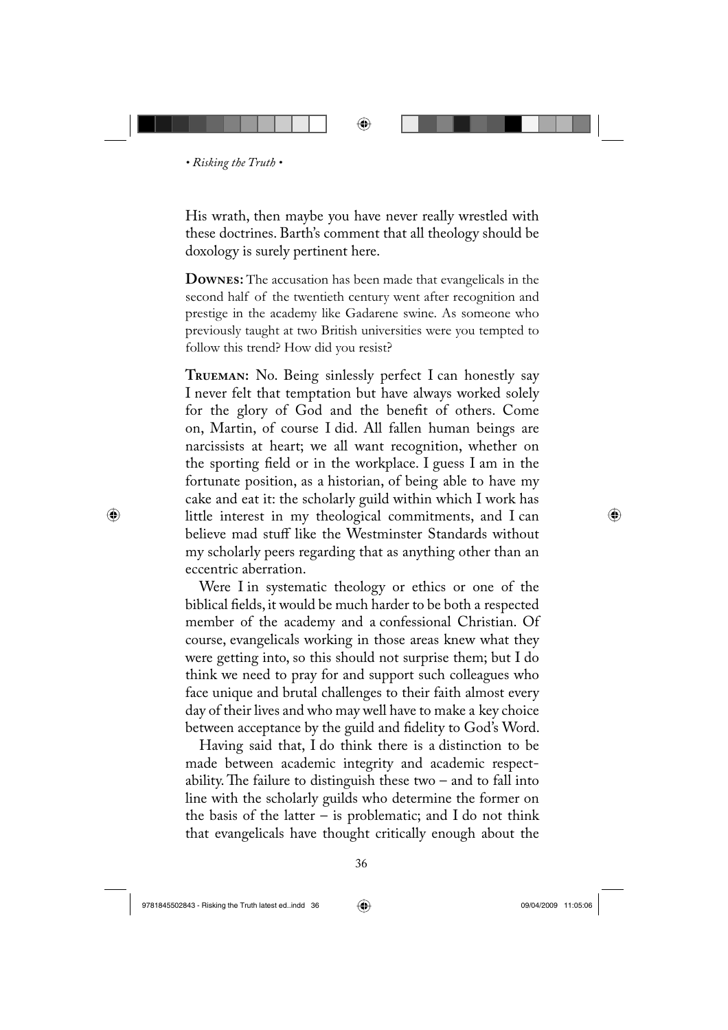His wrath, then maybe you have never really wrestled with these doctrines. Barth's comment that all theology should be doxology is surely pertinent here.

**Downes:** The accusation has been made that evangelicals in the second half of the twentieth century went after recognition and prestige in the academy like Gadarene swine. As someone who previously taught at two British universities were you tempted to follow this trend? How did you resist?

**Trueman:** No. Being sinlessly perfect I can honestly say I never felt that temptation but have always worked solely for the glory of God and the benefit of others. Come on, Martin, of course I did. All fallen human beings are narcissists at heart; we all want recognition, whether on the sporting field or in the workplace. I guess I am in the fortunate position, as a historian, of being able to have my cake and eat it: the scholarly guild within which I work has little interest in my theological commitments, and I can believe mad stuff like the Westminster Standards without my scholarly peers regarding that as anything other than an eccentric aberration.

Were I in systematic theology or ethics or one of the biblical fields, it would be much harder to be both a respected member of the academy and a confessional Christian. Of course, evangelicals working in those areas knew what they were getting into, so this should not surprise them; but I do think we need to pray for and support such colleagues who face unique and brutal challenges to their faith almost every day of their lives and who may well have to make a key choice between acceptance by the guild and fidelity to God's Word.

Having said that, I do think there is a distinction to be made between academic integrity and academic respectability. The failure to distinguish these two – and to fall into line with the scholarly guilds who determine the former on the basis of the latter – is problematic; and I do not think that evangelicals have thought critically enough about the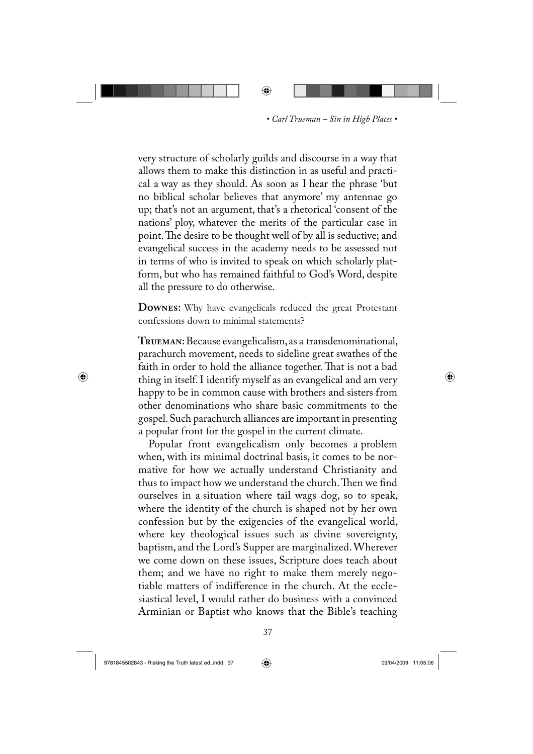very structure of scholarly guilds and discourse in a way that allows them to make this distinction in as useful and practical a way as they should. As soon as I hear the phrase 'but no biblical scholar believes that anymore' my antennae go up; that's not an argument, that's a rhetorical 'consent of the nations' ploy, whatever the merits of the particular case in point. The desire to be thought well of by all is seductive; and evangelical success in the academy needs to be assessed not in terms of who is invited to speak on which scholarly platform, but who has remained faithful to God's Word, despite all the pressure to do otherwise.

**Downes:** Why have evangelicals reduced the great Protestant confessions down to minimal statements?

**Trueman:** Because evangelicalism, as a transdenominational, parachurch movement, needs to sideline great swathes of the faith in order to hold the alliance together. That is not a bad thing in itself. I identify myself as an evangelical and am very happy to be in common cause with brothers and sisters from other denominations who share basic commitments to the gospel. Such parachurch alliances are important in presenting a popular front for the gospel in the current climate.

Popular front evangelicalism only becomes a problem when, with its minimal doctrinal basis, it comes to be normative for how we actually understand Christianity and thus to impact how we understand the church. Then we find ourselves in a situation where tail wags dog, so to speak, where the identity of the church is shaped not by her own confession but by the exigencies of the evangelical world, where key theological issues such as divine sovereignty, baptism, and the Lord's Supper are marginalized. Wherever we come down on these issues, Scripture does teach about them; and we have no right to make them merely negotiable matters of indifference in the church. At the ecclesiastical level, I would rather do business with a convinced Arminian or Baptist who knows that the Bible's teaching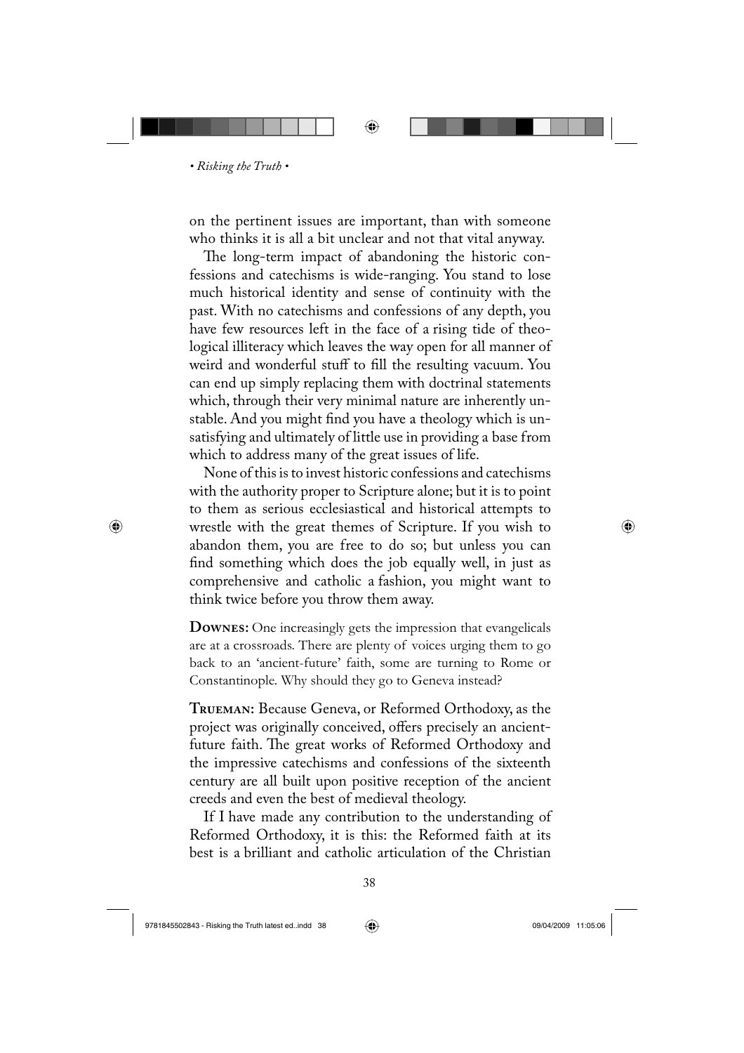on the pertinent issues are important, than with someone who thinks it is all a bit unclear and not that vital anyway.

The long-term impact of abandoning the historic confessions and catechisms is wide-ranging. You stand to lose much historical identity and sense of continuity with the past. With no catechisms and confessions of any depth, you have few resources left in the face of a rising tide of theological illiteracy which leaves the way open for all manner of weird and wonderful stuff to fill the resulting vacuum. You can end up simply replacing them with doctrinal statements which, through their very minimal nature are inherently unstable. And you might find you have a theology which is unsatisfying and ultimately of little use in providing a base from which to address many of the great issues of life.

None of this is to invest historic confessions and catechisms with the authority proper to Scripture alone; but it is to point to them as serious ecclesiastical and historical attempts to wrestle with the great themes of Scripture. If you wish to abandon them, you are free to do so; but unless you can find something which does the job equally well, in just as comprehensive and catholic a fashion, you might want to think twice before you throw them away.

**Downes:** One increasingly gets the impression that evangelicals are at a crossroads. There are plenty of voices urging them to go back to an 'ancient-future' faith, some are turning to Rome or Constantinople. Why should they go to Geneva instead?

**Trueman:** Because Geneva, or Reformed Orthodoxy, as the project was originally conceived, offers precisely an ancient-future faith. The great works of Reformed Orthodoxy and the impressive catechisms and confessions of the sixteenth century are all built upon positive reception of the ancient creeds and even the best of medieval theology.

If I have made any contribution to the understanding of Reformed Orthodoxy, it is this: the Reformed faith at its best is a brilliant and catholic articulation of the Christian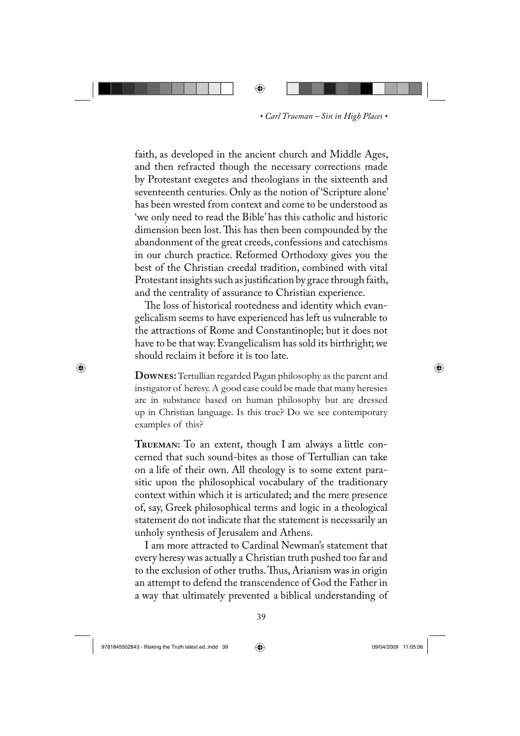faith, as developed in the ancient church and Middle Ages, and then refracted though the necessary corrections made by Protestant exegetes and theologians in the sixteenth and seventeenth centuries. Only as the notion of 'Scripture alone' has been wrested from context and come to be understood as 'we only need to read the Bible' has this catholic and historic dimension been lost. This has then been compounded by the abandonment of the great creeds, confessions and catechisms in our church practice. Reformed Orthodoxy gives you the best of the Christian creedal tradition, combined with vital Protestant insights such as justification by grace through faith, and the centrality of assurance to Christian experience.

The loss of historical rootedness and identity which evangelicalism seems to have experienced has left us vulnerable to the attractions of Rome and Constantinople; but it does not have to be that way. Evangelicalism has sold its birthright; we should reclaim it before it is too late.

**Downes:** Tertullian regarded Pagan philosophy as the parent and instigator of heresy. A good case could be made that many heresies are in substance based on human philosophy but are dressed up in Christian language. Is this true? Do we see contemporary examples of this?

**Trueman:** To an extent, though I am always a little concerned that such sound-bites as those of Tertullian can take on a life of their own. All theology is to some extent parasitic upon the philosophical vocabulary of the traditionary context within which it is articulated; and the mere presence of, say, Greek philosophical terms and logic in a theological statement do not indicate that the statement is necessarily an unholy synthesis of Jerusalem and Athens.

I am more attracted to Cardinal Newman's statement that every heresy was actually a Christian truth pushed too far and to the exclusion of other truths. Thus, Arianism was in origin an attempt to defend the transcendence of God the Father in a way that ultimately prevented a biblical understanding of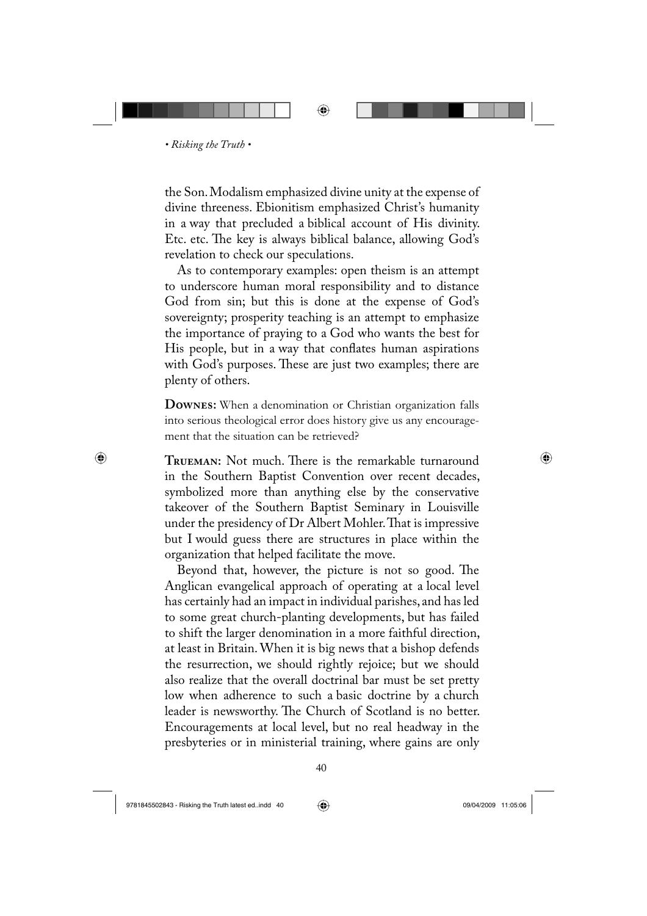the Son. Modalism emphasized divine unity at the expense of divine threeness. Ebionitism emphasized Christ's humanity in a way that precluded a biblical account of His divinity. Etc. etc. The key is always biblical balance, allowing God's revelation to check our speculations.

As to contemporary examples: open theism is an attempt to underscore human moral responsibility and to distance God from sin; but this is done at the expense of God's sovereignty; prosperity teaching is an attempt to emphasize the importance of praying to a God who wants the best for His people, but in a way that conflates human aspirations with God's purposes. These are just two examples; there are plenty of others.

**Downes:** When a denomination or Christian organization falls into serious theological error does history give us any encouragement that the situation can be retrieved?

**Trueman:** Not much. There is the remarkable turnaround in the Southern Baptist Convention over recent decades, symbolized more than anything else by the conservative takeover of the Southern Baptist Seminary in Louisville under the presidency of Dr Albert Mohler. That is impressive but I would guess there are structures in place within the organization that helped facilitate the move.

Beyond that, however, the picture is not so good. The Anglican evangelical approach of operating at a local level has certainly had an impact in individual parishes, and has led to some great church-planting developments, but has failed to shift the larger denomination in a more faithful direction, at least in Britain. When it is big news that a bishop defends the resurrection, we should rightly rejoice; but we should also realize that the overall doctrinal bar must be set pretty low when adherence to such a basic doctrine by a church leader is newsworthy. The Church of Scotland is no better. Encouragements at local level, but no real headway in the presbyteries or in ministerial training, where gains are only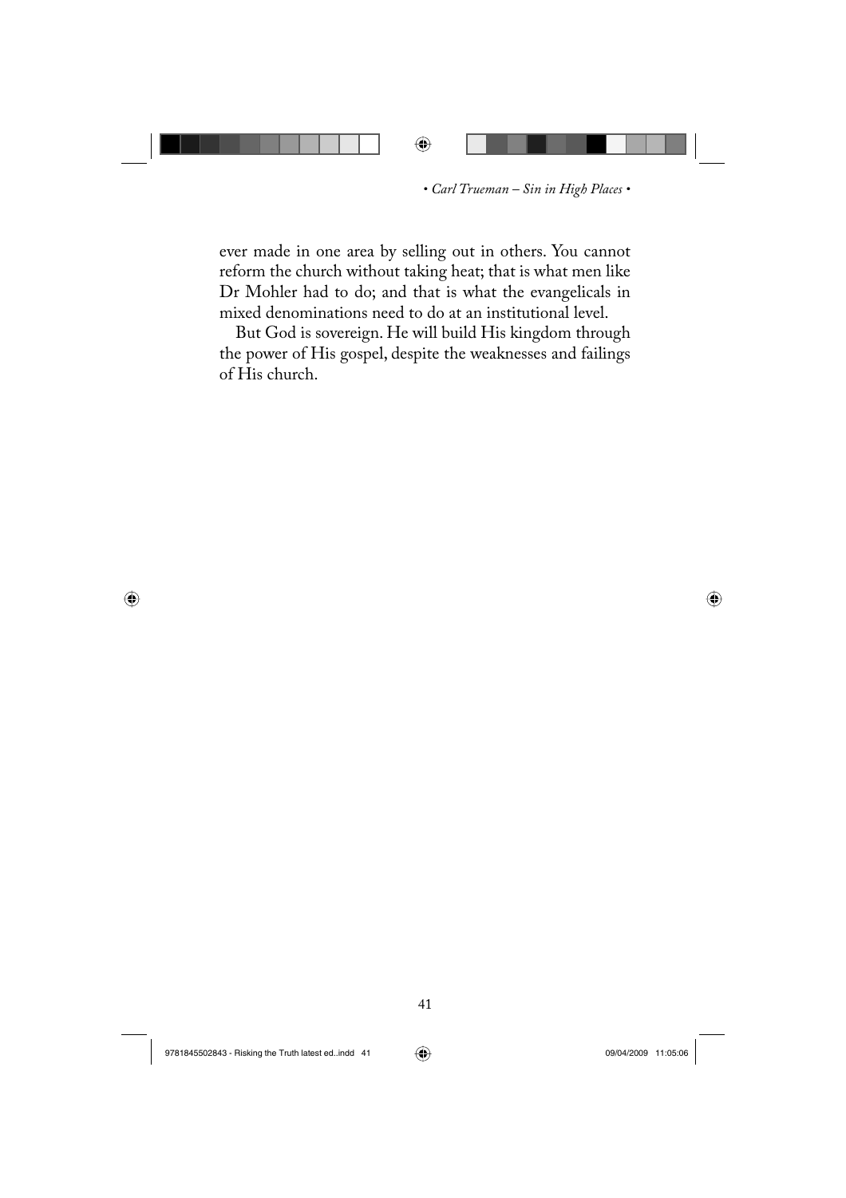ever made in one area by selling out in others. You cannot reform the church without taking heat; that is what men like Dr Mohler had to do; and that is what the evangelicals in mixed denominations need to do at an institutional level.

But God is sovereign. He will build His kingdom through the power of His gospel, despite the weaknesses and failings of His church.